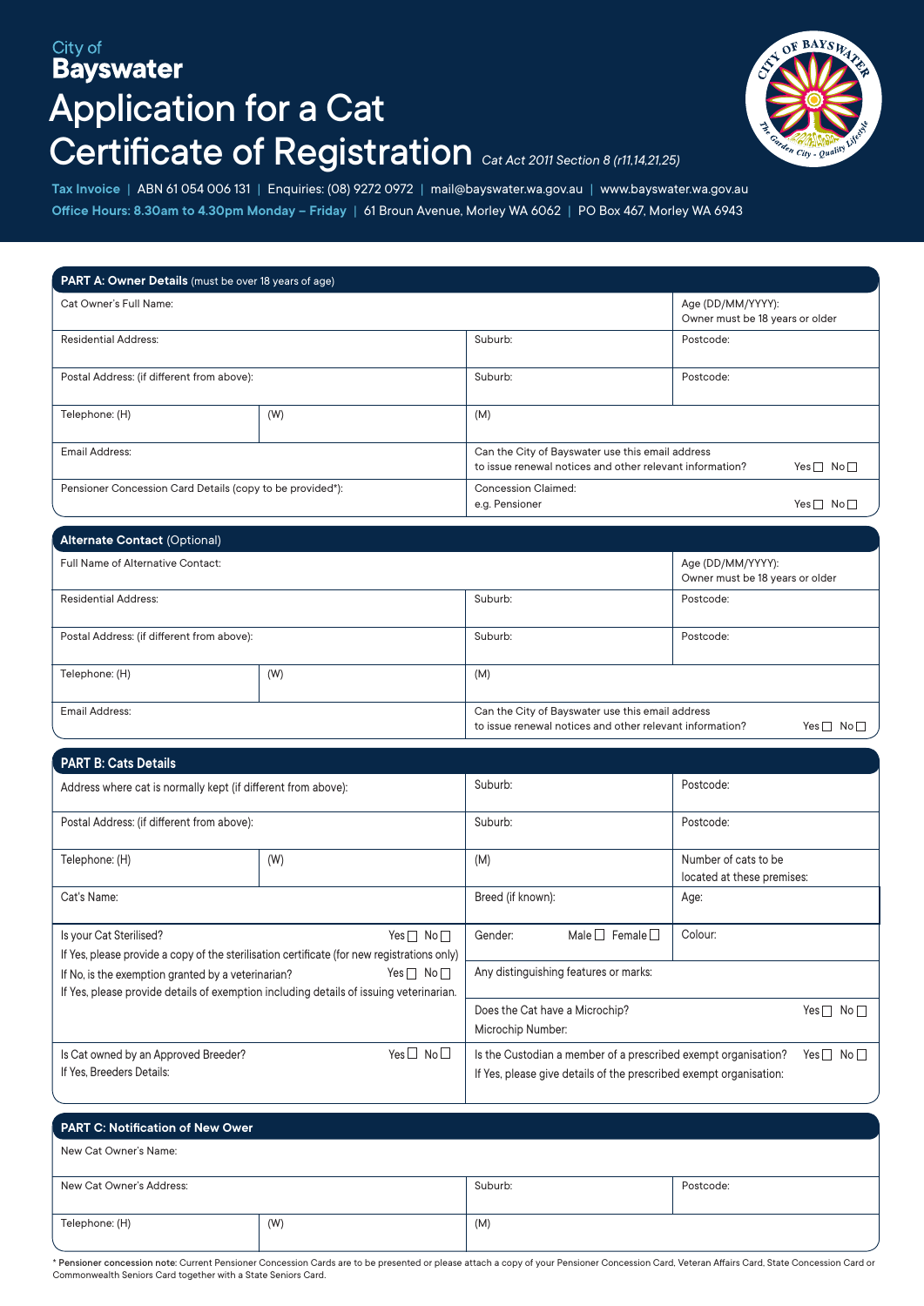City of
**Bayswater**

# Application for a Cat Certificate of Registration

*Cat Act 2011 Section 8 (r11,14,21,25)*

**Tax Invoice** | ABN 61 054 006 131 | Enquiries: (08) 9272 0972 | mail@bayswater.wa.gov.au | www.bayswater.wa.gov.au
**Office Hours: 8.30am to 4.30pm Monday – Friday** | 61 Broun Avenue, Morley WA 6062 | PO Box 467, Morley WA 6943

## PART A: Owner Details (must be over 18 years of age)

| | | | |
|---|---|---|---|
| Cat Owner's Full Name: | | | Age (DD/MM/YYYY): Owner must be 18 years or older |
| Residential Address: | | Suburb: | Postcode: |
| Postal Address: (if different from above): | | Suburb: | Postcode: |
| Telephone: (H) | (W) | (M) | |
| Email Address: | | Can the City of Bayswater use this email address to issue renewal notices and other relevant information? Yes ☐ No ☐ | |
| Pensioner Concession Card Details (copy to be provided*): | | Concession Claimed: e.g. Pensioner Yes ☐ No ☐ | |

## Alternate Contact (Optional)

| | | | |
|---|---|---|---|
| Full Name of Alternative Contact: | | | Age (DD/MM/YYYY): Owner must be 18 years or older |
| Residential Address: | | Suburb: | Postcode: |
| Postal Address: (if different from above): | | Suburb: | Postcode: |
| Telephone: (H) | (W) | (M) | |
| Email Address: | | Can the City of Bayswater use this email address to issue renewal notices and other relevant information? Yes ☐ No ☐ | |

## PART B: Cats Details

| | | | |
|---|---|---|---|
| Address where cat is normally kept (if different from above): | | Suburb: | Postcode: |
| Postal Address: (if different from above): | | Suburb: | Postcode: |
| Telephone: (H) | (W) | (M) | Number of cats to be located at these premises: |
| Cat's Name: | | Breed (if known): | Age: |
| Is your Cat Sterilised? Yes ☐ No ☐ If Yes, please provide a copy of the sterilisation certificate (for new registrations only) If No, is the exemption granted by a veterinarian? Yes ☐ No ☐ If Yes, please provide details of exemption including details of issuing veterinarian. | | Gender: Male ☐ Female ☐ | Colour: |
| | | Any distinguishing features or marks: | |
| | | Does the Cat have a Microchip? Yes ☐ No ☐ Microchip Number: | |
| Is Cat owned by an Approved Breeder? Yes ☐ No ☐ If Yes, Breeders Details: | | Is the Custodian a member of a prescribed exempt organisation? Yes ☐ No ☐ If Yes, please give details of the prescribed exempt organisation: | |

## PART C: Notification of New Ower

| | | | |
|---|---|---|---|
| New Cat Owner's Name: | | | |
| New Cat Owner's Address: | | Suburb: | Postcode: |
| Telephone: (H) | (W) | (M) | |

* **Pensioner concession note:** Current Pensioner Concession Cards are to be presented or please attach a copy of your Pensioner Concession Card, Veteran Affairs Card, State Concession Card or Commonwealth Seniors Card together with a State Seniors Card.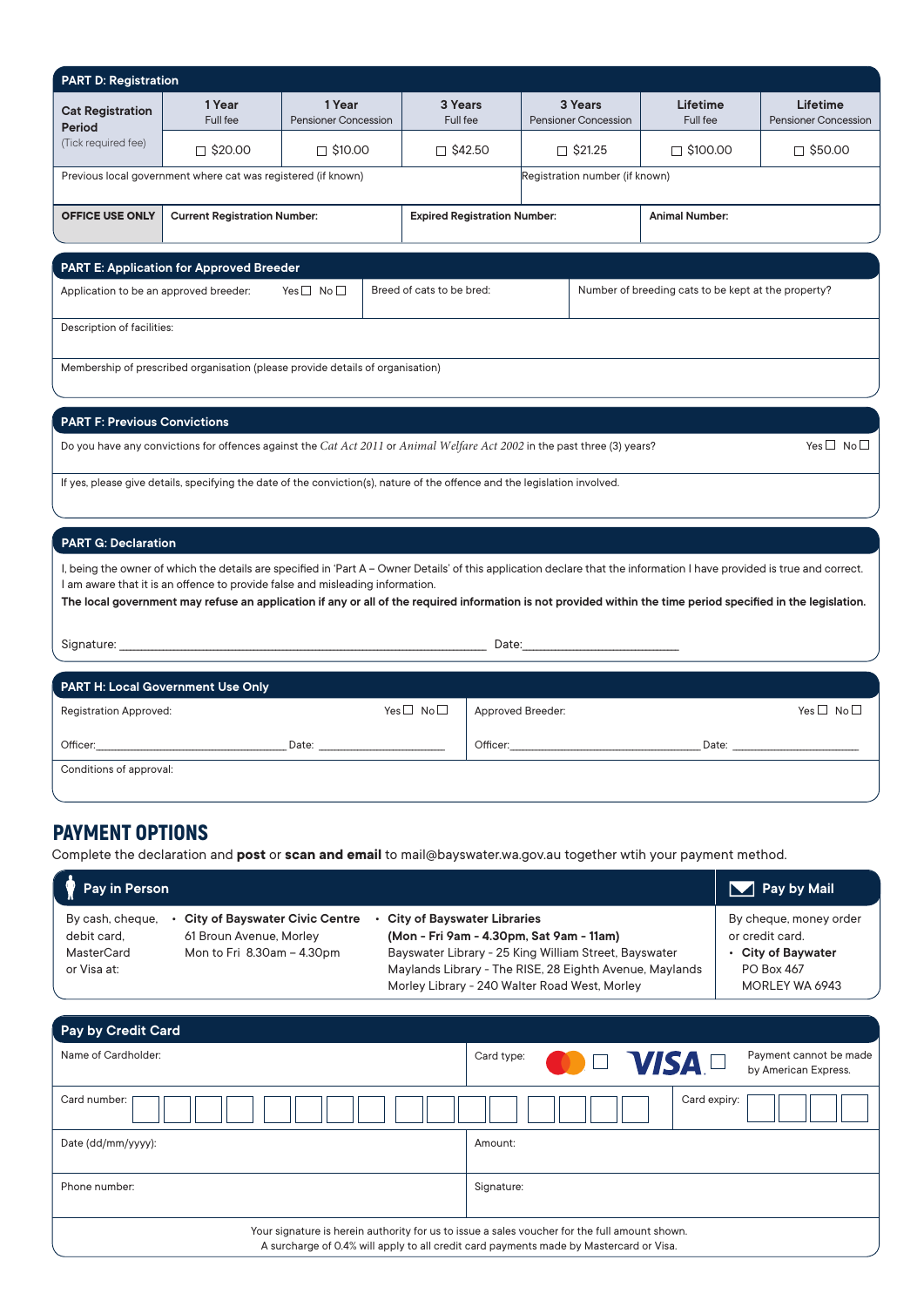## PART D: Registration

| Cat Registration Period (Tick required fee) | 1 Year Full fee | 1 Year Pensioner Concession | 3 Years Full fee | 3 Years Pensioner Concession | Lifetime Full fee | Lifetime Pensioner Concession |
|---|---|---|---|---|---|---|
| | ☐ $20.00 | ☐ $10.00 | ☐ $42.50 | ☐ $21.25 | ☐ $100.00 | ☐ $50.00 |

| | |
|---|---|
| Previous local government where cat was registered (if known) | Registration number (if known) |

| | | | |
|---|---|---|---|
| **OFFICE USE ONLY** | **Current Registration Number:** | **Expired Registration Number:** | **Animal Number:** |

## PART E: Application for Approved Breeder

| | | |
|---|---|---|
| Application to be an approved breeder: Yes ☐ No ☐ | Breed of cats to be bred: | Number of breeding cats to be kept at the property? |

Description of facilities:

Membership of prescribed organisation (please provide details of organisation)

## PART F: Previous Convictions

Do you have any convictions for offences against the *Cat Act 2011* or *Animal Welfare Act 2002* in the past three (3) years? Yes ☐ No ☐

If yes, please give details, specifying the date of the conviction(s), nature of the offence and the legislation involved.

## PART G: Declaration

I, being the owner of which the details are specified in 'Part A – Owner Details' of this application declare that the information I have provided is true and correct. I am aware that it is an offence to provide false and misleading information.

**The local government may refuse an application if any or all of the required information is not provided within the time period specified in the legislation.**

Signature: ______________________________ Date: ______________

## PART H: Local Government Use Only

| | |
|---|---|
| Registration Approved: Yes ☐ No ☐ | Approved Breeder: Yes ☐ No ☐ |
| Officer: ______________ Date: ______________ | Officer: ______________ Date: ______________ |

Conditions of approval:

# PAYMENT OPTIONS

Complete the declaration and **post** or **scan and email** to mail@bayswater.wa.gov.au together wtih your payment method.

## Pay in Person

By cash, cheque, debit card, MasterCard or Visa at:

- **City of Bayswater Civic Centre**
  61 Broun Avenue, Morley
  Mon to Fri 8.30am – 4.30pm
- **City of Bayswater Libraries**
  **(Mon - Fri 9am - 4.30pm, Sat 9am - 11am)**
  Bayswater Library - 25 King William Street, Bayswater
  Maylands Library - The RISE, 28 Eighth Avenue, Maylands
  Morley Library - 240 Walter Road West, Morley

## Pay by Mail

By cheque, money order or credit card.

- **City of Baywater**
  PO Box 467
  MORLEY WA 6943

## Pay by Credit Card

| | |
|---|---|
| Name of Cardholder: | Card type: MasterCard ☐ VISA ☐ Payment cannot be made by American Express. |
| Card number: | Card expiry: |
| Date (dd/mm/yyyy): | Amount: |
| Phone number: | Signature: |

Your signature is herein authority for us to issue a sales voucher for the full amount shown.
A surcharge of 0.4% will apply to all credit card payments made by Mastercard or Visa.